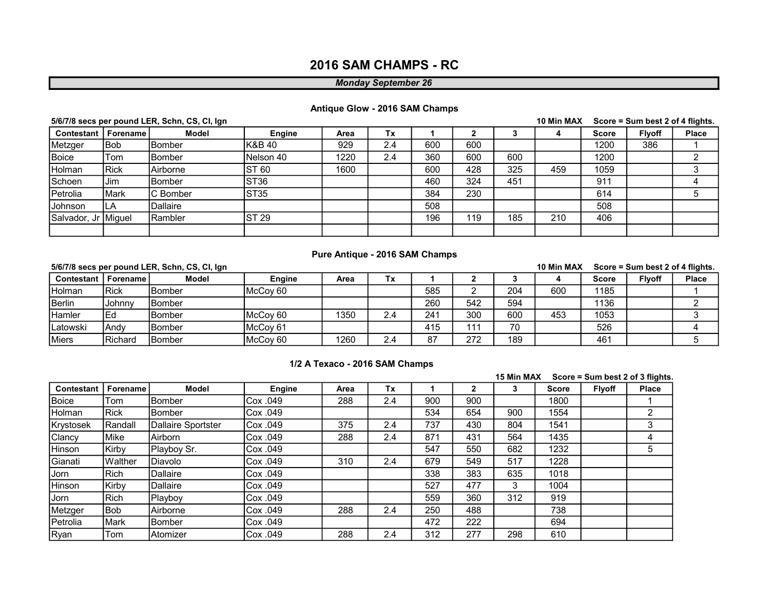# 2016 SAM CHAMPS - RC

***Monday September 26***

### Antique Glow - 2016 SAM Champs

**5/6/7/8 secs per pound LER, Schn, CS, CI, Ign** **10 Min MAX** **Score = Sum best 2 of 4 flights.**

| Contestant | Forename | Model | Engine | Area | Tx | 1 | 2 | 3 | 4 | Score | Flyoff | Place |
|---|---|---|---|---|---|---|---|---|---|---|---|---|
| Metzger | Bob | Bomber | K&B 40 | 929 | 2.4 | 600 | 600 | | | 1200 | 386 | 1 |
| Boice | Tom | Bomber | Nelson 40 | 1220 | 2.4 | 360 | 600 | 600 | | 1200 | | 2 |
| Holman | Rick | Airborne | ST 60 | 1600 | | 600 | 428 | 325 | 459 | 1059 | | 3 |
| Schoen | Jim | Bomber | ST36 | | | 460 | 324 | 451 | | 911 | | 4 |
| Petrolia | Mark | C Bomber | ST35 | | | 384 | 230 | | | 614 | | 5 |
| Johnson | LA | Dallaire | | | | 508 | | | | 508 | | |
| Salvador, Jr | Miguel | Rambler | ST 29 | | | 196 | 119 | 185 | 210 | 406 | | |
| | | | | | | | | | | | | |

### Pure Antique - 2016 SAM Champs

**5/6/7/8 secs per pound LER, Schn, CS, CI, Ign** **10 Min MAX** **Score = Sum best 2 of 4 flights.**

| Contestant | Forename | Model | Engine | Area | Tx | 1 | 2 | 3 | 4 | Score | Flyoff | Place |
|---|---|---|---|---|---|---|---|---|---|---|---|---|
| Holman | Rick | Bomber | McCoy 60 | | | 585 | 2 | 204 | 600 | 1185 | | 1 |
| Berlin | Johnny | Bomber | | | | 260 | 542 | 594 | | 1136 | | 2 |
| Hamler | Ed | Bomber | McCoy 60 | 1350 | 2.4 | 241 | 300 | 600 | 453 | 1053 | | 3 |
| Latowski | Andy | Bomber | McCoy 61 | | | 415 | 111 | 70 | | 526 | | 4 |
| Miers | Richard | Bomber | McCoy 60 | 1260 | 2.4 | 87 | 272 | 189 | | 461 | | 5 |

### 1/2 A Texaco - 2016 SAM Champs

**15 Min MAX** **Score = Sum best 2 of 3 flights.**

| Contestant | Forename | Model | Engine | Area | Tx | 1 | 2 | 3 | Score | Flyoff | Place |
|---|---|---|---|---|---|---|---|---|---|---|---|
| Boice | Tom | Bomber | Cox .049 | 288 | 2.4 | 900 | 900 | | 1800 | | 1 |
| Holman | Rick | Bomber | Cox .049 | | | 534 | 654 | 900 | 1554 | | 2 |
| Krystosek | Randall | Dallaire Sportster | Cox .049 | 375 | 2.4 | 737 | 430 | 804 | 1541 | | 3 |
| Clancy | Mike | Airborn | Cox .049 | 288 | 2.4 | 871 | 431 | 564 | 1435 | | 4 |
| Hinson | Kirby | Playboy Sr. | Cox .049 | | | 547 | 550 | 682 | 1232 | | 5 |
| Gianati | Walther | Diavolo | Cox .049 | 310 | 2.4 | 679 | 549 | 517 | 1228 | | |
| Jorn | Rich | Dallaire | Cox .049 | | | 338 | 383 | 635 | 1018 | | |
| Hinson | Kirby | Dallaire | Cox .049 | | | 527 | 477 | 3 | 1004 | | |
| Jorn | Rich | Playboy | Cox .049 | | | 559 | 360 | 312 | 919 | | |
| Metzger | Bob | Airborne | Cox .049 | 288 | 2.4 | 250 | 488 | | 738 | | |
| Petrolia | Mark | Bomber | Cox .049 | | | 472 | 222 | | 694 | | |
| Ryan | Tom | Atomizer | Cox .049 | 288 | 2.4 | 312 | 277 | 298 | 610 | | |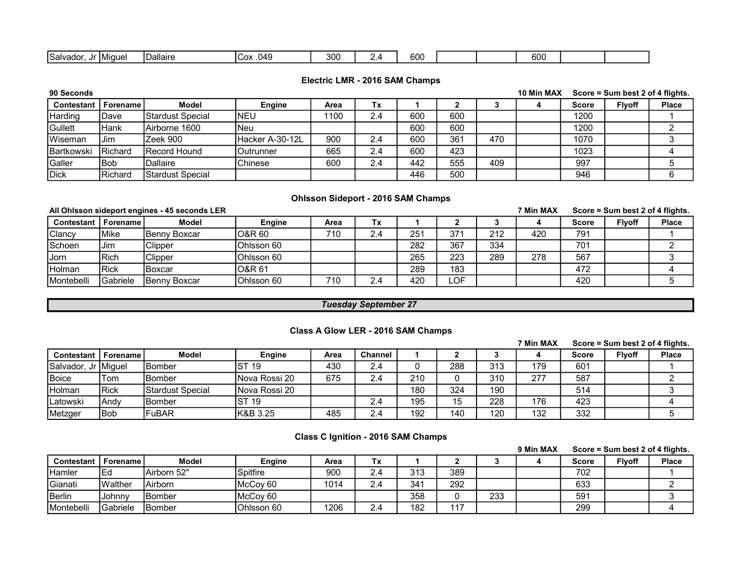| Salvador, Jr | Miguel | Dallaire | Cox .049 | 300 | 2.4 | 600 | | | 600 | | |
|---|---|---|---|---|---|---|---|---|---|---|---|

### Electric LMR - 2016 SAM Champs

**90 Seconds** — **10 Min MAX** — **Score = Sum best 2 of 4 flights.**

| Contestant | Forename | Model | Engine | Area | Tx | 1 | 2 | 3 | 4 | Score | Flyoff | Place |
|---|---|---|---|---|---|---|---|---|---|---|---|---|
| Harding | Dave | Stardust Special | NEU | 1100 | 2.4 | 600 | 600 | | | 1200 | | 1 |
| Gullett | Hank | Airborne 1600 | Neu | | | 600 | 600 | | | 1200 | | 2 |
| Wiseman | Jim | Zeek 900 | Hacker A-30-12L | 900 | 2.4 | 600 | 361 | 470 | | 1070 | | 3 |
| Bartkowski | Richard | Record Hound | Outrunner | 665 | 2.4 | 600 | 423 | | | 1023 | | 4 |
| Galler | Bob | Dallaire | Chinese | 600 | 2.4 | 442 | 555 | 409 | | 997 | | 5 |
| Dick | Richard | Stardust Special | | | | 446 | 500 | | | 946 | | 6 |

### Ohlsson Sideport - 2016 SAM Champs

**All Ohlsson sideport engines - 45 seconds LER** — **7 Min MAX** — **Score = Sum best 2 of 4 flights.**

| Contestant | Forename | Model | Engine | Area | Tx | 1 | 2 | 3 | 4 | Score | Flyoff | Place |
|---|---|---|---|---|---|---|---|---|---|---|---|---|
| Clancy | Mike | Benny Boxcar | O&R 60 | 710 | 2.4 | 251 | 371 | 212 | 420 | 791 | | 1 |
| Schoen | Jim | Clipper | Ohlsson 60 | | | 282 | 367 | 334 | | 701 | | 2 |
| Jorn | Rich | Clipper | Ohlsson 60 | | | 265 | 223 | 289 | 278 | 567 | | 3 |
| Holman | Rick | Boxcar | O&R 61 | | | 289 | 183 | | | 472 | | 4 |
| Montebelli | Gabriele | Benny Boxcar | Ohlsson 60 | 710 | 2.4 | 420 | LOF | | | 420 | | 5 |

## *Tuesday September 27*

### Class A Glow LER - 2016 SAM Champs

**7 Min MAX** — **Score = Sum best 2 of 4 flights.**

| Contestant | Forename | Model | Engine | Area | Channel | 1 | 2 | 3 | 4 | Score | Flyoff | Place |
|---|---|---|---|---|---|---|---|---|---|---|---|---|
| Salvador, Jr | Miguel | Bomber | ST 19 | 430 | 2.4 | 0 | 288 | 313 | 179 | 601 | | 1 |
| Boice | Tom | Bomber | Nova Rossi 20 | 675 | 2.4 | 210 | 0 | 310 | 277 | 587 | | 2 |
| Holman | Rick | Stardust Special | Nova Rossi 20 | | | 180 | 324 | 190 | | 514 | | 3 |
| Latowski | Andy | Bomber | ST 19 | | 2.4 | 195 | 15 | 228 | 176 | 423 | | 4 |
| Metzger | Bob | FuBAR | K&B 3.25 | 485 | 2.4 | 192 | 140 | 120 | 132 | 332 | | 5 |

### Class C Ignition - 2016 SAM Champs

**9 Min MAX** — **Score = Sum best 2 of 4 flights.**

| Contestant | Forename | Model | Engine | Area | Tx | 1 | 2 | 3 | 4 | Score | Flyoff | Place |
|---|---|---|---|---|---|---|---|---|---|---|---|---|
| Hamler | Ed | Airborn 52" | Spitfire | 900 | 2.4 | 313 | 389 | | | 702 | | 1 |
| Gianati | Walther | Airborn | McCoy 60 | 1014 | 2.4 | 341 | 292 | | | 633 | | 2 |
| Berlin | Johnny | Bomber | McCoy 60 | | | 358 | 0 | 233 | | 591 | | 3 |
| Montebelli | Gabriele | Bomber | Ohlsson 60 | 1206 | 2.4 | 182 | 117 | | | 299 | | 4 |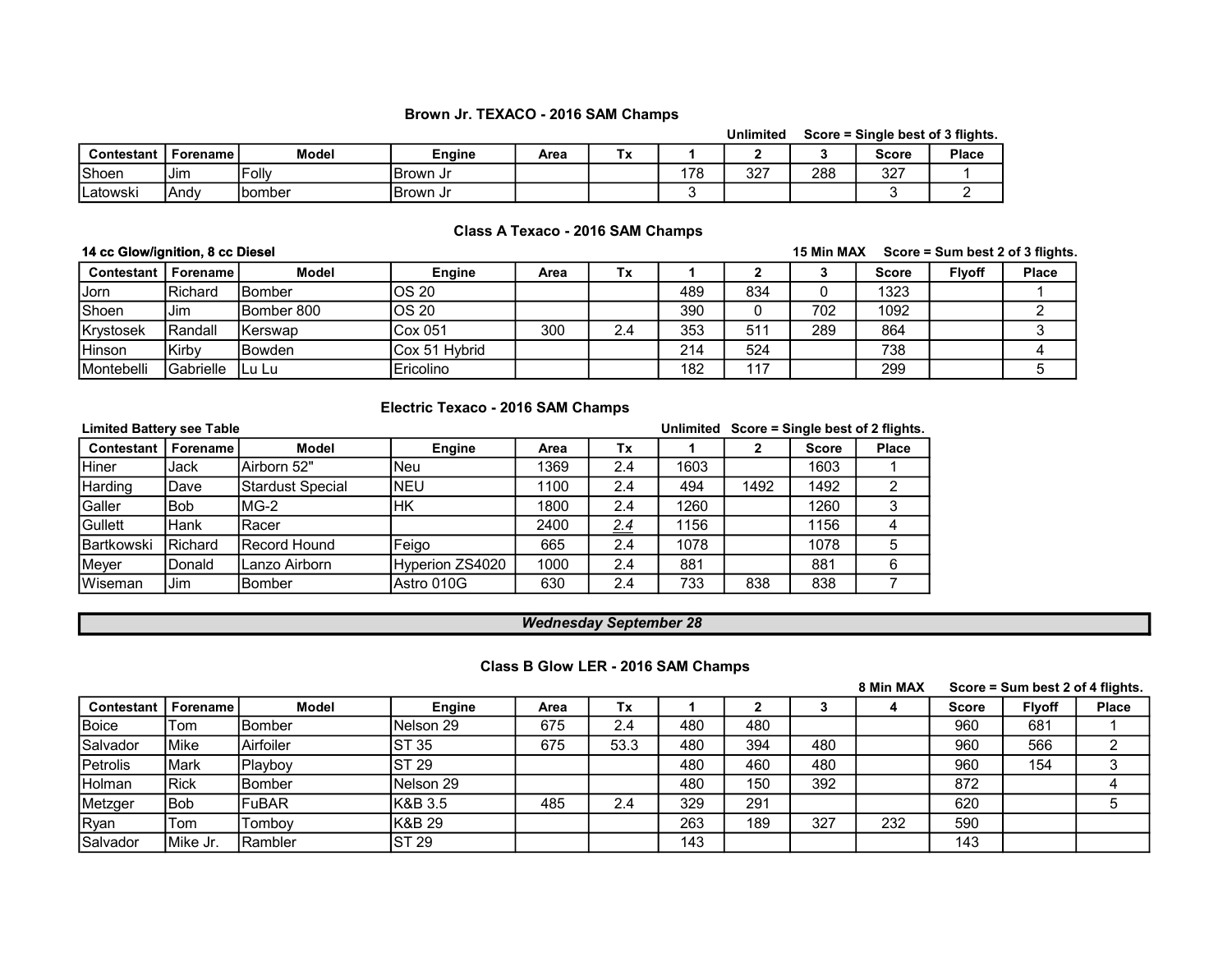## Brown Jr. TEXACO - 2016 SAM Champs

Unlimited    Score = Single best of 3 flights.

| Contestant | Forename | Model | Engine | Area | Tx | 1 | 2 | 3 | Score | Place |
|---|---|---|---|---|---|---|---|---|---|---|
| Shoen | Jim | Folly | Brown Jr | | | 178 | 327 | 288 | 327 | 1 |
| Latowski | Andy | bomber | Brown Jr | | | 3 | | | 3 | 2 |

## Class A Texaco - 2016 SAM Champs

**14 cc Glow/ignition, 8 cc Diesel**    15 Min MAX    Score = Sum best 2 of 3 flights.

| Contestant | Forename | Model | Engine | Area | Tx | 1 | 2 | 3 | Score | Flyoff | Place |
|---|---|---|---|---|---|---|---|---|---|---|---|
| Jorn | Richard | Bomber | OS 20 | | | 489 | 834 | 0 | 1323 | | 1 |
| Shoen | Jim | Bomber 800 | OS 20 | | | 390 | 0 | 702 | 1092 | | 2 |
| Krystosek | Randall | Kerswap | Cox 051 | 300 | 2.4 | 353 | 511 | 289 | 864 | | 3 |
| Hinson | Kirby | Bowden | Cox 51 Hybrid | | | 214 | 524 | | 738 | | 4 |
| Montebelli | Gabrielle | Lu Lu | Ericolino | | | 182 | 117 | | 299 | | 5 |

## Electric Texaco - 2016 SAM Champs

**Limited Battery see Table**    Unlimited    Score = Single best of 2 flights.

| Contestant | Forename | Model | Engine | Area | Tx | 1 | 2 | Score | Place |
|---|---|---|---|---|---|---|---|---|---|
| Hiner | Jack | Airborn 52" | Neu | 1369 | 2.4 | 1603 | | 1603 | 1 |
| Harding | Dave | Stardust Special | NEU | 1100 | 2.4 | 494 | 1492 | 1492 | 2 |
| Galler | Bob | MG-2 | HK | 1800 | 2.4 | 1260 | | 1260 | 3 |
| Gullett | Hank | Racer | | 2400 | 2.4 | 1156 | | 1156 | 4 |
| Bartkowski | Richard | Record Hound | Feigo | 665 | 2.4 | 1078 | | 1078 | 5 |
| Meyer | Donald | Lanzo Airborn | Hyperion ZS4020 | 1000 | 2.4 | 881 | | 881 | 6 |
| Wiseman | Jim | Bomber | Astro 010G | 630 | 2.4 | 733 | 838 | 838 | 7 |

***Wednesday September 28***

## Class B Glow LER - 2016 SAM Champs

8 Min MAX    Score = Sum best 2 of 4 flights.

| Contestant | Forename | Model | Engine | Area | Tx | 1 | 2 | 3 | 4 | Score | Flyoff | Place |
|---|---|---|---|---|---|---|---|---|---|---|---|---|
| Boice | Tom | Bomber | Nelson 29 | 675 | 2.4 | 480 | 480 | | | 960 | 681 | 1 |
| Salvador | Mike | Airfoiler | ST 35 | 675 | 53.3 | 480 | 394 | 480 | | 960 | 566 | 2 |
| Petrolis | Mark | Playboy | ST 29 | | | 480 | 460 | 480 | | 960 | 154 | 3 |
| Holman | Rick | Bomber | Nelson 29 | | | 480 | 150 | 392 | | 872 | | 4 |
| Metzger | Bob | FuBAR | K&B 3.5 | 485 | 2.4 | 329 | 291 | | | 620 | | 5 |
| Ryan | Tom | Tomboy | K&B 29 | | | 263 | 189 | 327 | 232 | 590 | | |
| Salvador | Mike Jr. | Rambler | ST 29 | | | 143 | | | | 143 | | |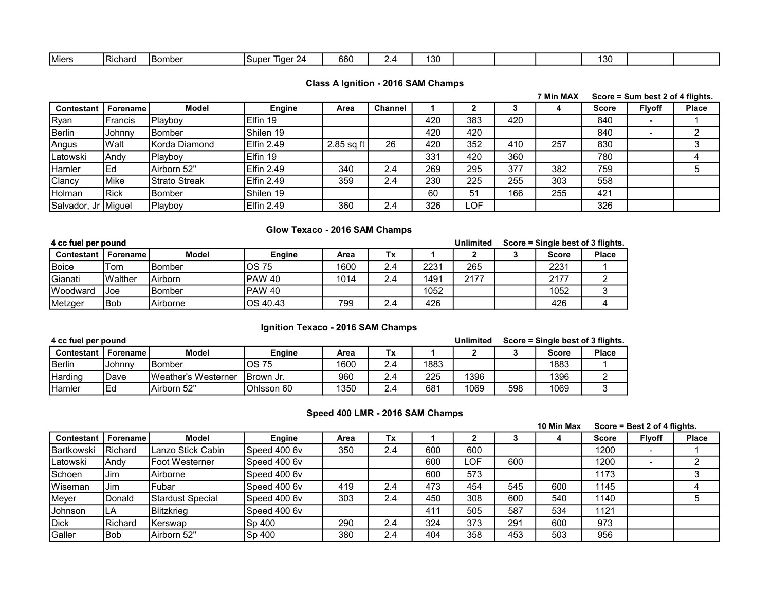| Miers | Richard | Bomber | Super Tiger 24 | 660 | 2.4 | 130 | | | | 130 | | |
|---|---|---|---|---|---|---|---|---|---|---|---|---|

## Class A Ignition - 2016 SAM Champs

7 Min MAX — Score = Sum best 2 of 4 flights.

| Contestant | Forename | Model | Engine | Area | Channel | 1 | 2 | 3 | 4 | Score | Flyoff | Place |
|---|---|---|---|---|---|---|---|---|---|---|---|---|
| Ryan | Francis | Playboy | Elfin 19 | | | 420 | 383 | 420 | | 840 | - | 1 |
| Berlin | Johnny | Bomber | Shilen 19 | | | 420 | 420 | | | 840 | - | 2 |
| Angus | Walt | Korda Diamond | Elfin 2.49 | 2.85 sq ft | 26 | 420 | 352 | 410 | 257 | 830 | | 3 |
| Latowski | Andy | Playboy | Elfin 19 | | | 331 | 420 | 360 | | 780 | | 4 |
| Hamler | Ed | Airborn 52" | Elfin 2.49 | 340 | 2.4 | 269 | 295 | 377 | 382 | 759 | | 5 |
| Clancy | Mike | Strato Streak | Elfin 2.49 | 359 | 2.4 | 230 | 225 | 255 | 303 | 558 | | |
| Holman | Rick | Bomber | Shilen 19 | | | 60 | 51 | 166 | 255 | 421 | | |
| Salvador, Jr | Miguel | Playboy | Elfin 2.49 | 360 | 2.4 | 326 | LOF | | | 326 | | |

## Glow Texaco - 2016 SAM Champs

4 cc fuel per pound — Unlimited — Score = Single best of 3 flights.

| Contestant | Forename | Model | Engine | Area | Tx | 1 | 2 | 3 | Score | Place |
|---|---|---|---|---|---|---|---|---|---|---|
| Boice | Tom | Bomber | OS 75 | 1600 | 2.4 | 2231 | 265 | | 2231 | 1 |
| Gianati | Walther | Airborn | PAW 40 | 1014 | 2.4 | 1491 | 2177 | | 2177 | 2 |
| Woodward | Joe | Bomber | PAW 40 | | | 1052 | | | 1052 | 3 |
| Metzger | Bob | Airborne | OS 40.43 | 799 | 2.4 | 426 | | | 426 | 4 |

## Ignition Texaco - 2016 SAM Champs

4 cc fuel per pound — Unlimited — Score = Single best of 3 flights.

| Contestant | Forename | Model | Engine | Area | Tx | 1 | 2 | 3 | Score | Place |
|---|---|---|---|---|---|---|---|---|---|---|
| Berlin | Johnny | Bomber | OS 75 | 1600 | 2.4 | 1883 | | | 1883 | 1 |
| Harding | Dave | Weather's Westerner | Brown Jr. | 960 | 2.4 | 225 | 1396 | | 1396 | 2 |
| Hamler | Ed | Airborn 52" | Ohlsson 60 | 1350 | 2.4 | 681 | 1069 | 598 | 1069 | 3 |

## Speed 400 LMR - 2016 SAM Champs

10 Min Max — Score = Best 2 of 4 flights.

| Contestant | Forename | Model | Engine | Area | Tx | 1 | 2 | 3 | 4 | Score | Flyoff | Place |
|---|---|---|---|---|---|---|---|---|---|---|---|---|
| Bartkowski | Richard | Lanzo Stick Cabin | Speed 400 6v | 350 | 2.4 | 600 | 600 | | | 1200 | - | 1 |
| Latowski | Andy | Foot Westerner | Speed 400 6v | | | 600 | LOF | 600 | | 1200 | - | 2 |
| Schoen | Jim | Airborne | Speed 400 6v | | | 600 | 573 | | | 1173 | | 3 |
| Wiseman | Jim | Fubar | Speed 400 6v | 419 | 2.4 | 473 | 454 | 545 | 600 | 1145 | | 4 |
| Meyer | Donald | Stardust Special | Speed 400 6v | 303 | 2.4 | 450 | 308 | 600 | 540 | 1140 | | 5 |
| Johnson | LA | Blitzkrieg | Speed 400 6v | | | 411 | 505 | 587 | 534 | 1121 | | |
| Dick | Richard | Kerswap | Sp 400 | 290 | 2.4 | 324 | 373 | 291 | 600 | 973 | | |
| Galler | Bob | Airborn 52" | Sp 400 | 380 | 2.4 | 404 | 358 | 453 | 503 | 956 | | |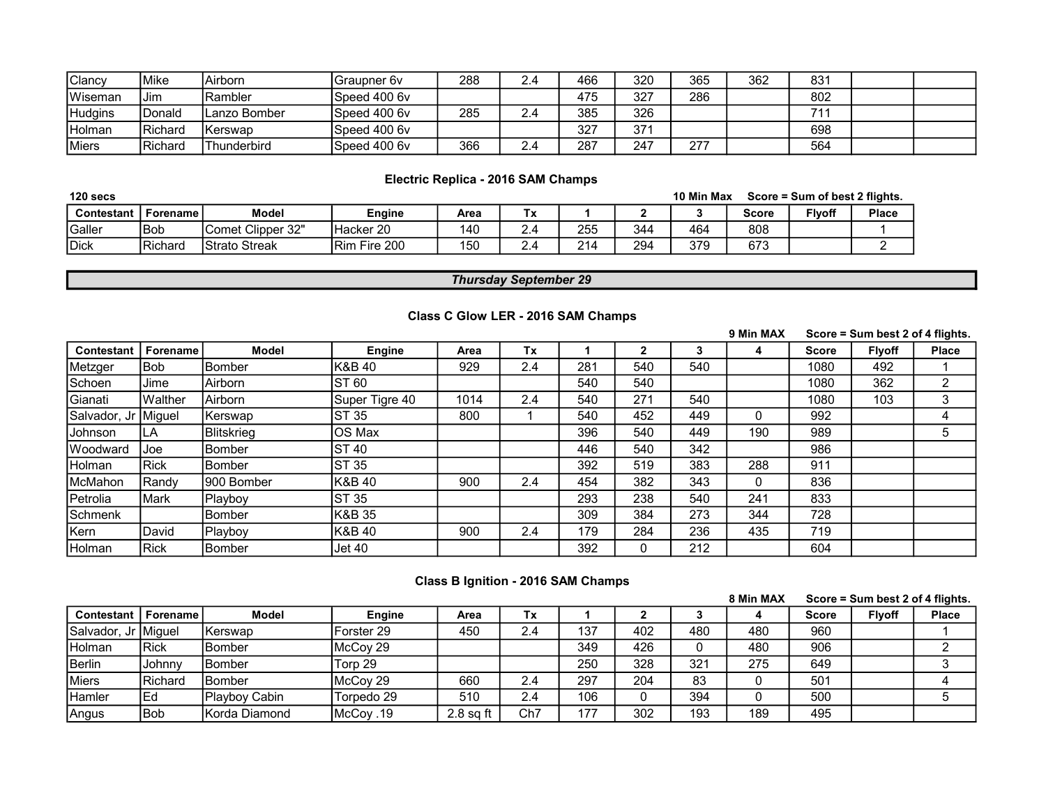| | | | | | | | | | | | | |
|---|---|---|---|---|---|---|---|---|---|---|---|---|
| Clancy | Mike | Airborn | Graupner 6v | 288 | 2.4 | 466 | 320 | 365 | 362 | 831 | | |
| Wiseman | Jim | Rambler | Speed 400 6v | | | 475 | 327 | 286 | | 802 | | |
| Hudgins | Donald | Lanzo Bomber | Speed 400 6v | 285 | 2.4 | 385 | 326 | | | 711 | | |
| Holman | Richard | Kerswap | Speed 400 6v | | | 327 | 371 | | | 698 | | |
| Miers | Richard | Thunderbird | Speed 400 6v | 366 | 2.4 | 287 | 247 | 277 | | 564 | | |

### Electric Replica - 2016 SAM Champs

**120 secs** **10 Min Max** **Score = Sum of best 2 flights.**

| Contestant | Forename | Model | Engine | Area | Tx | 1 | 2 | 3 | Score | Flyoff | Place |
|---|---|---|---|---|---|---|---|---|---|---|---|
| Galler | Bob | Comet Clipper 32" | Hacker 20 | 140 | 2.4 | 255 | 344 | 464 | 808 | | 1 |
| Dick | Richard | Strato Streak | Rim Fire 200 | 150 | 2.4 | 214 | 294 | 379 | 673 | | 2 |

## *Thursday September 29*

### Class C Glow LER - 2016 SAM Champs

**9 Min MAX** **Score = Sum best 2 of 4 flights.**

| Contestant | Forename | Model | Engine | Area | Tx | 1 | 2 | 3 | 4 | Score | Flyoff | Place |
|---|---|---|---|---|---|---|---|---|---|---|---|---|
| Metzger | Bob | Bomber | K&B 40 | 929 | 2.4 | 281 | 540 | 540 | | 1080 | 492 | 1 |
| Schoen | Jime | Airborn | ST 60 | | | 540 | 540 | | | 1080 | 362 | 2 |
| Gianati | Walther | Airborn | Super Tigre 40 | 1014 | 2.4 | 540 | 271 | 540 | | 1080 | 103 | 3 |
| Salvador, Jr | Miguel | Kerswap | ST 35 | 800 | 1 | 540 | 452 | 449 | 0 | 992 | | 4 |
| Johnson | LA | Blitskrieg | OS Max | | | 396 | 540 | 449 | 190 | 989 | | 5 |
| Woodward | Joe | Bomber | ST 40 | | | 446 | 540 | 342 | | 986 | | |
| Holman | Rick | Bomber | ST 35 | | | 392 | 519 | 383 | 288 | 911 | | |
| McMahon | Randy | 900 Bomber | K&B 40 | 900 | 2.4 | 454 | 382 | 343 | 0 | 836 | | |
| Petrolia | Mark | Playboy | ST 35 | | | 293 | 238 | 540 | 241 | 833 | | |
| Schmenk | | Bomber | K&B 35 | | | 309 | 384 | 273 | 344 | 728 | | |
| Kern | David | Playboy | K&B 40 | 900 | 2.4 | 179 | 284 | 236 | 435 | 719 | | |
| Holman | Rick | Bomber | Jet 40 | | | 392 | 0 | 212 | | 604 | | |

### Class B Ignition - 2016 SAM Champs

**8 Min MAX** **Score = Sum best 2 of 4 flights.**

| Contestant | Forename | Model | Engine | Area | Tx | 1 | 2 | 3 | 4 | Score | Flyoff | Place |
|---|---|---|---|---|---|---|---|---|---|---|---|---|
| Salvador, Jr | Miguel | Kerswap | Forster 29 | 450 | 2.4 | 137 | 402 | 480 | 480 | 960 | | 1 |
| Holman | Rick | Bomber | McCoy 29 | | | 349 | 426 | 0 | 480 | 906 | | 2 |
| Berlin | Johnny | Bomber | Torp 29 | | | 250 | 328 | 321 | 275 | 649 | | 3 |
| Miers | Richard | Bomber | McCoy 29 | 660 | 2.4 | 297 | 204 | 83 | 0 | 501 | | 4 |
| Hamler | Ed | Playboy Cabin | Torpedo 29 | 510 | 2.4 | 106 | 0 | 394 | 0 | 500 | | 5 |
| Angus | Bob | Korda Diamond | McCoy .19 | 2.8 sq ft | Ch7 | 177 | 302 | 193 | 189 | 495 | | |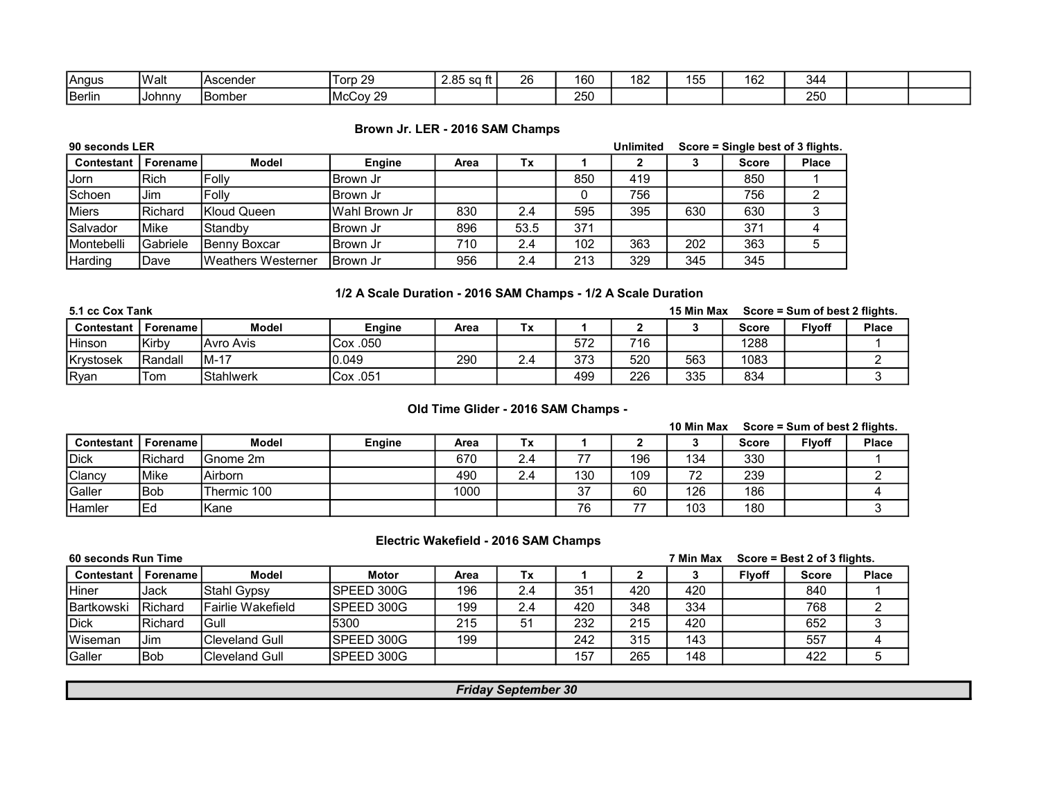| | | | | | | | | | | | | |
|---|---|---|---|---|---|---|---|---|---|---|---|---|
| Angus | Walt | Ascender | Torp 29 | 2.85 sq ft | 26 | 160 | 182 | 155 | 162 | 344 | | |
| Berlin | Johnny | Bomber | McCoy 29 | | | 250 | | | | 250 | | |

### Brown Jr. LER - 2016 SAM Champs

**90 seconds LER** — **Unlimited** — **Score = Single best of 3 flights.**

| Contestant | Forename | Model | Engine | Area | Tx | 1 | 2 | 3 | Score | Place |
|---|---|---|---|---|---|---|---|---|---|---|
| Jorn | Rich | Folly | Brown Jr | | | 850 | 419 | | 850 | 1 |
| Schoen | Jim | Folly | Brown Jr | | | 0 | 756 | | 756 | 2 |
| Miers | Richard | Kloud Queen | Wahl Brown Jr | 830 | 2.4 | 595 | 395 | 630 | 630 | 3 |
| Salvador | Mike | Standby | Brown Jr | 896 | 53.5 | 371 | | | 371 | 4 |
| Montebelli | Gabriele | Benny Boxcar | Brown Jr | 710 | 2.4 | 102 | 363 | 202 | 363 | 5 |
| Harding | Dave | Weathers Westerner | Brown Jr | 956 | 2.4 | 213 | 329 | 345 | 345 | |

### 1/2 A Scale Duration - 2016 SAM Champs - 1/2 A Scale Duration

**5.1 cc Cox Tank** — **15 Min Max** — **Score = Sum of best 2 flights.**

| Contestant | Forename | Model | Engine | Area | Tx | 1 | 2 | 3 | Score | Flyoff | Place |
|---|---|---|---|---|---|---|---|---|---|---|---|
| Hinson | Kirby | Avro Avis | Cox .050 | | | 572 | 716 | | 1288 | | 1 |
| Krystosek | Randall | M-17 | 0.049 | 290 | 2.4 | 373 | 520 | 563 | 1083 | | 2 |
| Ryan | Tom | Stahlwerk | Cox .051 | | | 499 | 226 | 335 | 834 | | 3 |

### Old Time Glider - 2016 SAM Champs -

**10 Min Max** — **Score = Sum of best 2 flights.**

| Contestant | Forename | Model | Engine | Area | Tx | 1 | 2 | 3 | Score | Flyoff | Place |
|---|---|---|---|---|---|---|---|---|---|---|---|
| Dick | Richard | Gnome 2m | | 670 | 2.4 | 77 | 196 | 134 | 330 | | 1 |
| Clancy | Mike | Airborn | | 490 | 2.4 | 130 | 109 | 72 | 239 | | 2 |
| Galler | Bob | Thermic 100 | | 1000 | | 37 | 60 | 126 | 186 | | 4 |
| Hamler | Ed | Kane | | | | 76 | 77 | 103 | 180 | | 3 |

### Electric Wakefield - 2016 SAM Champs

**60 seconds Run Time** — **7 Min Max** — **Score = Best 2 of 3 flights.**

| Contestant | Forename | Model | Motor | Area | Tx | 1 | 2 | 3 | Flyoff | Score | Place |
|---|---|---|---|---|---|---|---|---|---|---|---|
| Hiner | Jack | Stahl Gypsy | SPEED 300G | 196 | 2.4 | 351 | 420 | 420 | | 840 | 1 |
| Bartkowski | Richard | Fairlie Wakefield | SPEED 300G | 199 | 2.4 | 420 | 348 | 334 | | 768 | 2 |
| Dick | Richard | Gull | 5300 | 215 | 51 | 232 | 215 | 420 | | 652 | 3 |
| Wiseman | Jim | Cleveland Gull | SPEED 300G | 199 | | 242 | 315 | 143 | | 557 | 4 |
| Galler | Bob | Cleveland Gull | SPEED 300G | | | 157 | 265 | 148 | | 422 | 5 |

***Friday September 30***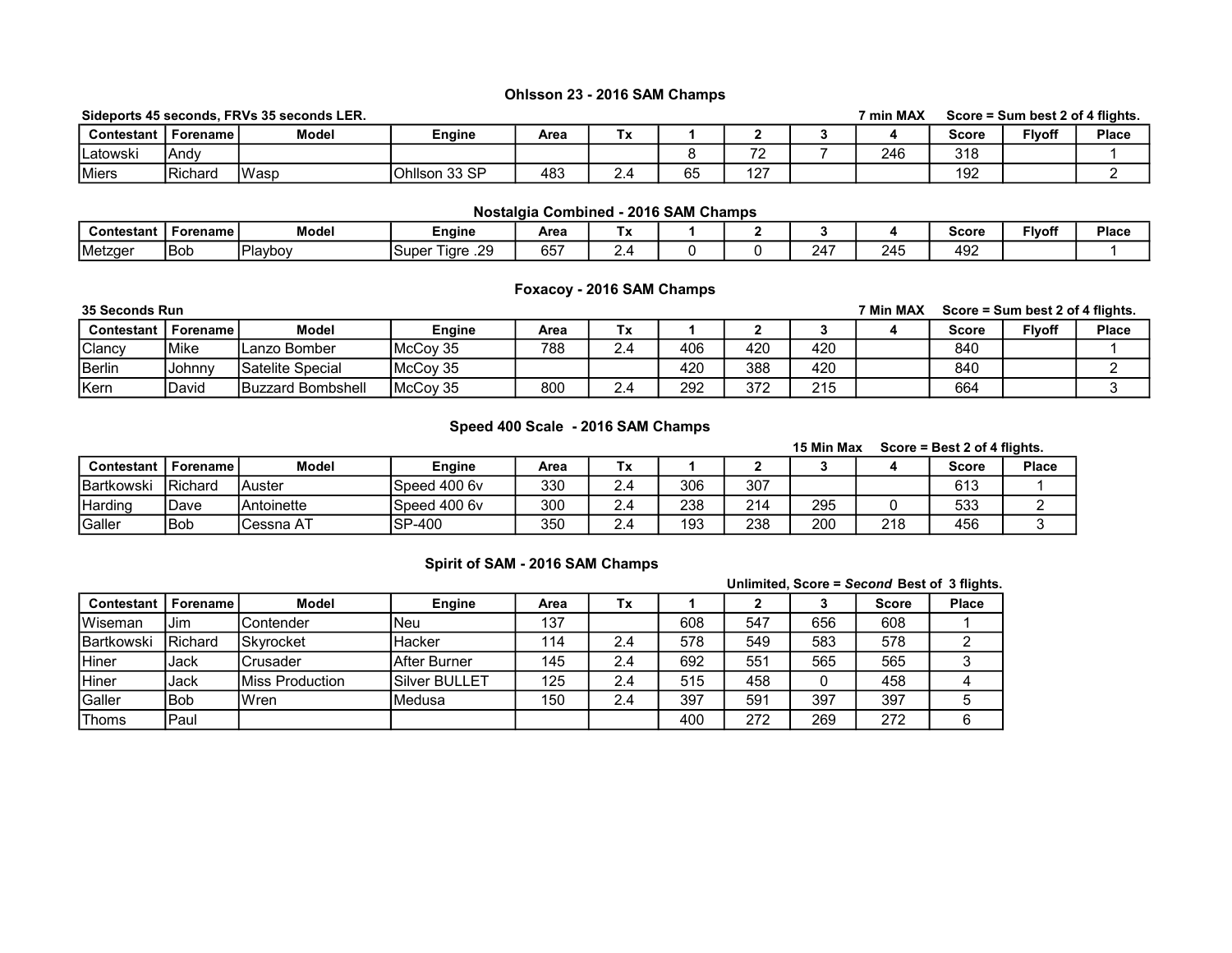## Ohlsson 23 - 2016 SAM Champs

**Sideports 45 seconds, FRVs 35 seconds LER.** **7 min MAX** **Score = Sum best 2 of 4 flights.**

| Contestant | Forename | Model | Engine | Area | Tx | 1 | 2 | 3 | 4 | Score | Flyoff | Place |
|---|---|---|---|---|---|---|---|---|---|---|---|---|
| Latowski | Andy | | | | | 8 | 72 | 7 | 246 | 318 | | 1 |
| Miers | Richard | Wasp | Ohllson 33 SP | 483 | 2.4 | 65 | 127 | | | 192 | | 2 |

## Nostalgia Combined - 2016 SAM Champs

| Contestant | Forename | Model | Engine | Area | Tx | 1 | 2 | 3 | 4 | Score | Flyoff | Place |
|---|---|---|---|---|---|---|---|---|---|---|---|---|
| Metzger | Bob | Playboy | Super Tigre .29 | 657 | 2.4 | 0 | 0 | 247 | 245 | 492 | | 1 |

## Foxacoy - 2016 SAM Champs

**35 Seconds Run** **7 Min MAX** **Score = Sum best 2 of 4 flights.**

| Contestant | Forename | Model | Engine | Area | Tx | 1 | 2 | 3 | 4 | Score | Flyoff | Place |
|---|---|---|---|---|---|---|---|---|---|---|---|---|
| Clancy | Mike | Lanzo Bomber | McCoy 35 | 788 | 2.4 | 406 | 420 | 420 | | 840 | | 1 |
| Berlin | Johnny | Satelite Special | McCoy 35 | | | 420 | 388 | 420 | | 840 | | 2 |
| Kern | David | Buzzard Bombshell | McCoy 35 | 800 | 2.4 | 292 | 372 | 215 | | 664 | | 3 |

## Speed 400 Scale - 2016 SAM Champs

**15 Min Max** **Score = Best 2 of 4 flights.**

| Contestant | Forename | Model | Engine | Area | Tx | 1 | 2 | 3 | 4 | Score | Place |
|---|---|---|---|---|---|---|---|---|---|---|---|
| Bartkowski | Richard | Auster | Speed 400 6v | 330 | 2.4 | 306 | 307 | | | 613 | 1 |
| Harding | Dave | Antoinette | Speed 400 6v | 300 | 2.4 | 238 | 214 | 295 | 0 | 533 | 2 |
| Galler | Bob | Cessna AT | SP-400 | 350 | 2.4 | 193 | 238 | 200 | 218 | 456 | 3 |

## Spirit of SAM - 2016 SAM Champs

**Unlimited, Score = *Second* Best of 3 flights.**

| Contestant | Forename | Model | Engine | Area | Tx | 1 | 2 | 3 | Score | Place |
|---|---|---|---|---|---|---|---|---|---|---|
| Wiseman | Jim | Contender | Neu | 137 | | 608 | 547 | 656 | 608 | 1 |
| Bartkowski | Richard | Skyrocket | Hacker | 114 | 2.4 | 578 | 549 | 583 | 578 | 2 |
| Hiner | Jack | Crusader | After Burner | 145 | 2.4 | 692 | 551 | 565 | 565 | 3 |
| Hiner | Jack | Miss Production | Silver BULLET | 125 | 2.4 | 515 | 458 | 0 | 458 | 4 |
| Galler | Bob | Wren | Medusa | 150 | 2.4 | 397 | 591 | 397 | 397 | 5 |
| Thoms | Paul | | | | | 400 | 272 | 269 | 272 | 6 |